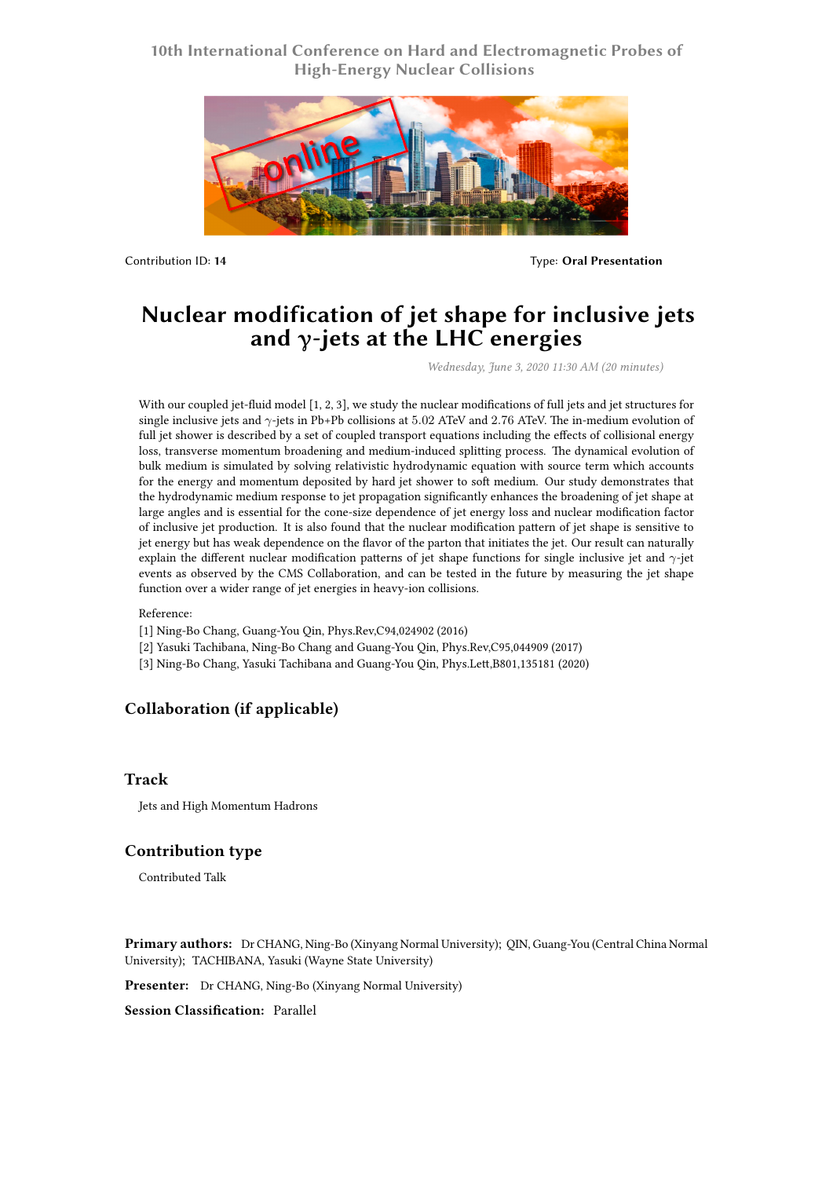10th International Conference on Hard and Electromagnetic Probes of High-Energy Nuclear Collisions

Contribution ID: **14**

Type: **Oral Presentation**

# Nuclear modification of jet shape for inclusive jets and $\gamma$-jets at the LHC energies

*Wednesday, June 3, 2020 11:30 AM (20 minutes)*

With our coupled jet-fluid model [1, 2, 3], we study the nuclear modifications of full jets and jet structures for single inclusive jets and $\gamma$-jets in Pb+Pb collisions at 5.02 ATeV and 2.76 ATeV. The in-medium evolution of full jet shower is described by a set of coupled transport equations including the effects of collisional energy loss, transverse momentum broadening and medium-induced splitting process. The dynamical evolution of bulk medium is simulated by solving relativistic hydrodynamic equation with source term which accounts for the energy and momentum deposited by hard jet shower to soft medium. Our study demonstrates that the hydrodynamic medium response to jet propagation significantly enhances the broadening of jet shape at large angles and is essential for the cone-size dependence of jet energy loss and nuclear modification factor of inclusive jet production. It is also found that the nuclear modification pattern of jet shape is sensitive to jet energy but has weak dependence on the flavor of the parton that initiates the jet. Our result can naturally explain the different nuclear modification patterns of jet shape functions for single inclusive jet and $\gamma$-jet events as observed by the CMS Collaboration, and can be tested in the future by measuring the jet shape function over a wider range of jet energies in heavy-ion collisions.

Reference:

[1] Ning-Bo Chang, Guang-You Qin, Phys.Rev,C94,024902 (2016)

[2] Yasuki Tachibana, Ning-Bo Chang and Guang-You Qin, Phys.Rev,C95,044909 (2017)

[3] Ning-Bo Chang, Yasuki Tachibana and Guang-You Qin, Phys.Lett,B801,135181 (2020)

## Collaboration (if applicable)

## Track

Jets and High Momentum Hadrons

## Contribution type

Contributed Talk

**Primary authors:** Dr CHANG, Ning-Bo (Xinyang Normal University); QIN, Guang-You (Central China Normal University); TACHIBANA, Yasuki (Wayne State University)

**Presenter:** Dr CHANG, Ning-Bo (Xinyang Normal University)

**Session Classification:** Parallel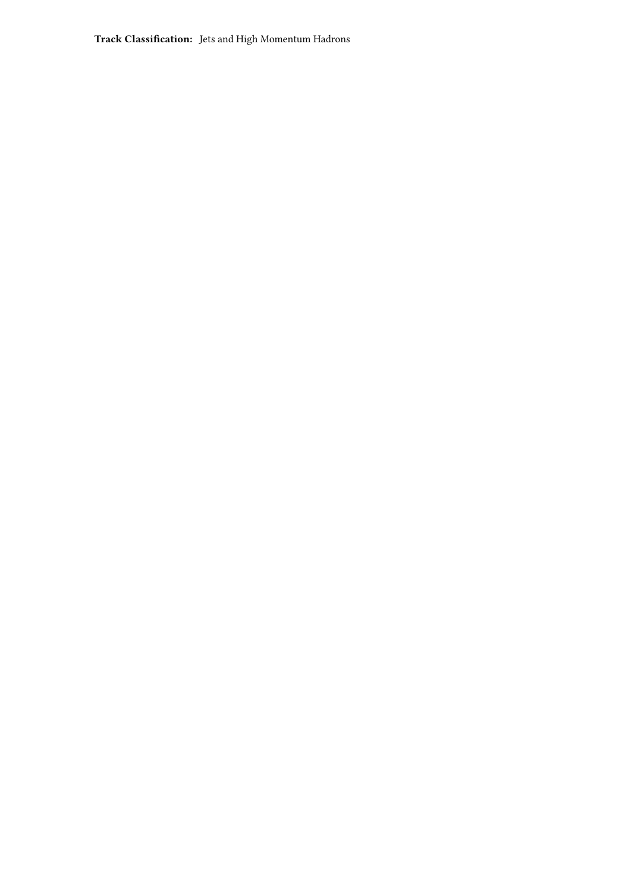**Track Classification:** Jets and High Momentum Hadrons